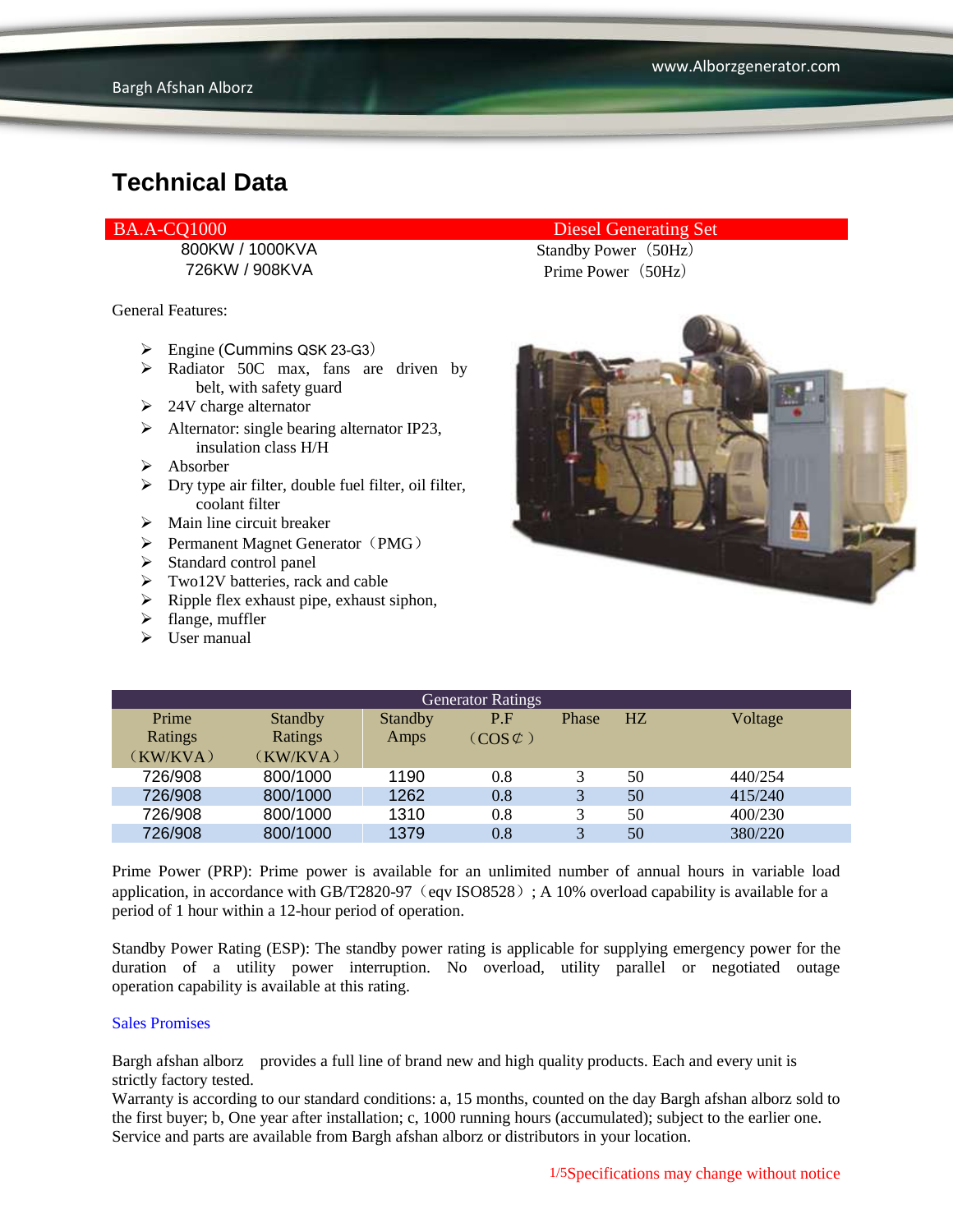# Technical Data

| BA.A-CQ1000 | Diesel Generating Set |
|---|---|
| 800KW / 1000KVA | Standby Power（50Hz） |
| 726KW / 908KVA | Prime Power（50Hz） |

General Features:

- Engine (Cummins QSK 23-G3）
- Radiator 50C max, fans are driven by belt, with safety guard
- 24V charge alternator
- Alternator: single bearing alternator IP23, insulation class H/H
- Absorber
- Dry type air filter, double fuel filter, oil filter, coolant filter
- Main line circuit breaker
- Permanent Magnet Generator（PMG）
- Standard control panel
- Two12V batteries, rack and cable
- Ripple flex exhaust pipe, exhaust siphon,
- flange, muffler
- User manual

| Generator Ratings | | | | | | |
|---|---|---|---|---|---|---|
| Prime Ratings （KW/KVA） | Standby Ratings （KW/KVA） | Standby Amps | P.F （COS¢） | Phase | HZ | Voltage |
| 726/908 | 800/1000 | 1190 | 0.8 | 3 | 50 | 440/254 |
| 726/908 | 800/1000 | 1262 | 0.8 | 3 | 50 | 415/240 |
| 726/908 | 800/1000 | 1310 | 0.8 | 3 | 50 | 400/230 |
| 726/908 | 800/1000 | 1379 | 0.8 | 3 | 50 | 380/220 |

Prime Power (PRP): Prime power is available for an unlimited number of annual hours in variable load application, in accordance with GB/T2820-97（eqv ISO8528）; A 10% overload capability is available for a period of 1 hour within a 12-hour period of operation.

Standby Power Rating (ESP): The standby power rating is applicable for supplying emergency power for the duration of a utility power interruption. No overload, utility parallel or negotiated outage operation capability is available at this rating.

Sales Promises

Bargh afshan alborz provides a full line of brand new and high quality products. Each and every unit is strictly factory tested.
Warranty is according to our standard conditions: a, 15 months, counted on the day Bargh afshan alborz sold to the first buyer; b, One year after installation; c, 1000 running hours (accumulated); subject to the earlier one. Service and parts are available from Bargh afshan alborz or distributors in your location.

Specifications may change without notice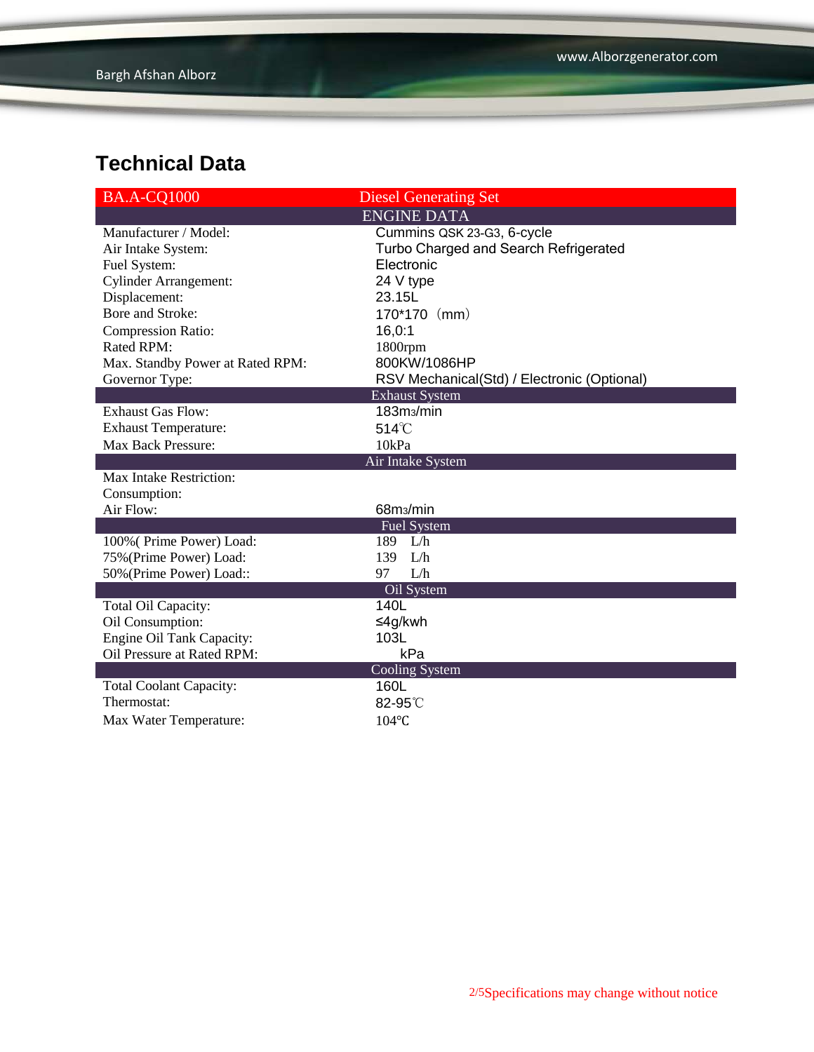## Technical Data

| BA.A-CQ1000 | Diesel Generating Set |
|---|---|
| | ENGINE DATA |
| Manufacturer / Model: | Cummins QSK 23-G3, 6-cycle |
| Air Intake System: | Turbo Charged and Search Refrigerated |
| Fuel System: | Electronic |
| Cylinder Arrangement: | 24 V type |
| Displacement: | 23.15L |
| Bore and Stroke: | 170*170（mm） |
| Compression Ratio: | 16,0:1 |
| Rated RPM: | 1800rpm |
| Max. Standby Power at Rated RPM: | 800KW/1086HP |
| Governor Type: | RSV Mechanical(Std) / Electronic (Optional) |
| | Exhaust System |
| Exhaust Gas Flow: | 183m3/min |
| Exhaust Temperature: | 514℃ |
| Max Back Pressure: | 10kPa |
| | Air Intake System |
| Max Intake Restriction: | |
| Consumption: | |
| Air Flow: | 68m3/min |
| | Fuel System |
| 100%( Prime Power) Load: | 189 L/h |
| 75%(Prime Power) Load: | 139 L/h |
| 50%(Prime Power) Load:: | 97 L/h |
| | Oil System |
| Total Oil Capacity: | 140L |
| Oil Consumption: | ≤4g/kwh |
| Engine Oil Tank Capacity: | 103L |
| Oil Pressure at Rated RPM: | kPa |
| | Cooling System |
| Total Coolant Capacity: | 160L |
| Thermostat: | 82-95℃ |
| Max Water Temperature: | 104℃ |

Specifications may change without notice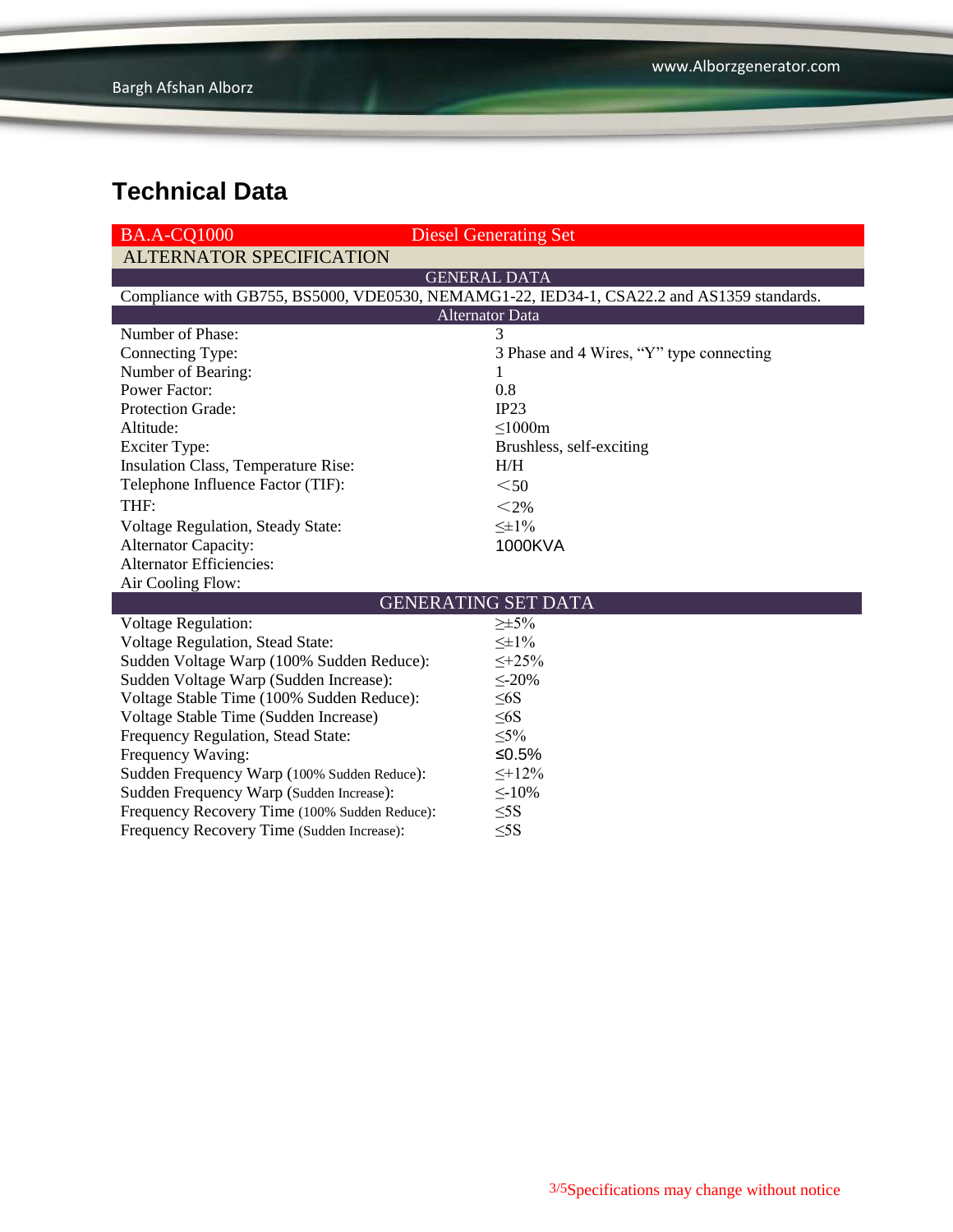## Technical Data

| BA.A-CQ1000 | Diesel Generating Set |
|---|---|
| ALTERNATOR SPECIFICATION | |
| GENERAL DATA | |
| Compliance with GB755, BS5000, VDE0530, NEMAMG1-22, IED34-1, CSA22.2 and AS1359 standards. | |
| Alternator Data | |
| Number of Phase: | 3 |
| Connecting Type: | 3 Phase and 4 Wires, “Y” type connecting |
| Number of Bearing: | 1 |
| Power Factor: | 0.8 |
| Protection Grade: | IP23 |
| Altitude: | ≤1000m |
| Exciter Type: | Brushless, self-exciting |
| Insulation Class, Temperature Rise: | H/H |
| Telephone Influence Factor (TIF): | ＜50 |
| THF: | ＜2% |
| Voltage Regulation, Steady State: | ≤±1% |
| Alternator Capacity: | 1000KVA |
| Alternator Efficiencies: | |
| Air Cooling Flow: | |
| GENERATING SET DATA | |
| Voltage Regulation: | ≥±5% |
| Voltage Regulation, Stead State: | ≤±1% |
| Sudden Voltage Warp (100% Sudden Reduce): | ≤+25% |
| Sudden Voltage Warp (Sudden Increase): | ≤-20% |
| Voltage Stable Time (100% Sudden Reduce): | ≤6S |
| Voltage Stable Time (Sudden Increase) | ≤6S |
| Frequency Regulation, Stead State: | ≤5% |
| Frequency Waving: | ≤0.5% |
| Sudden Frequency Warp (100% Sudden Reduce): | ≤+12% |
| Sudden Frequency Warp (Sudden Increase): | ≤-10% |
| Frequency Recovery Time (100% Sudden Reduce): | ≤5S |
| Frequency Recovery Time (Sudden Increase): | ≤5S |

Specifications may change without notice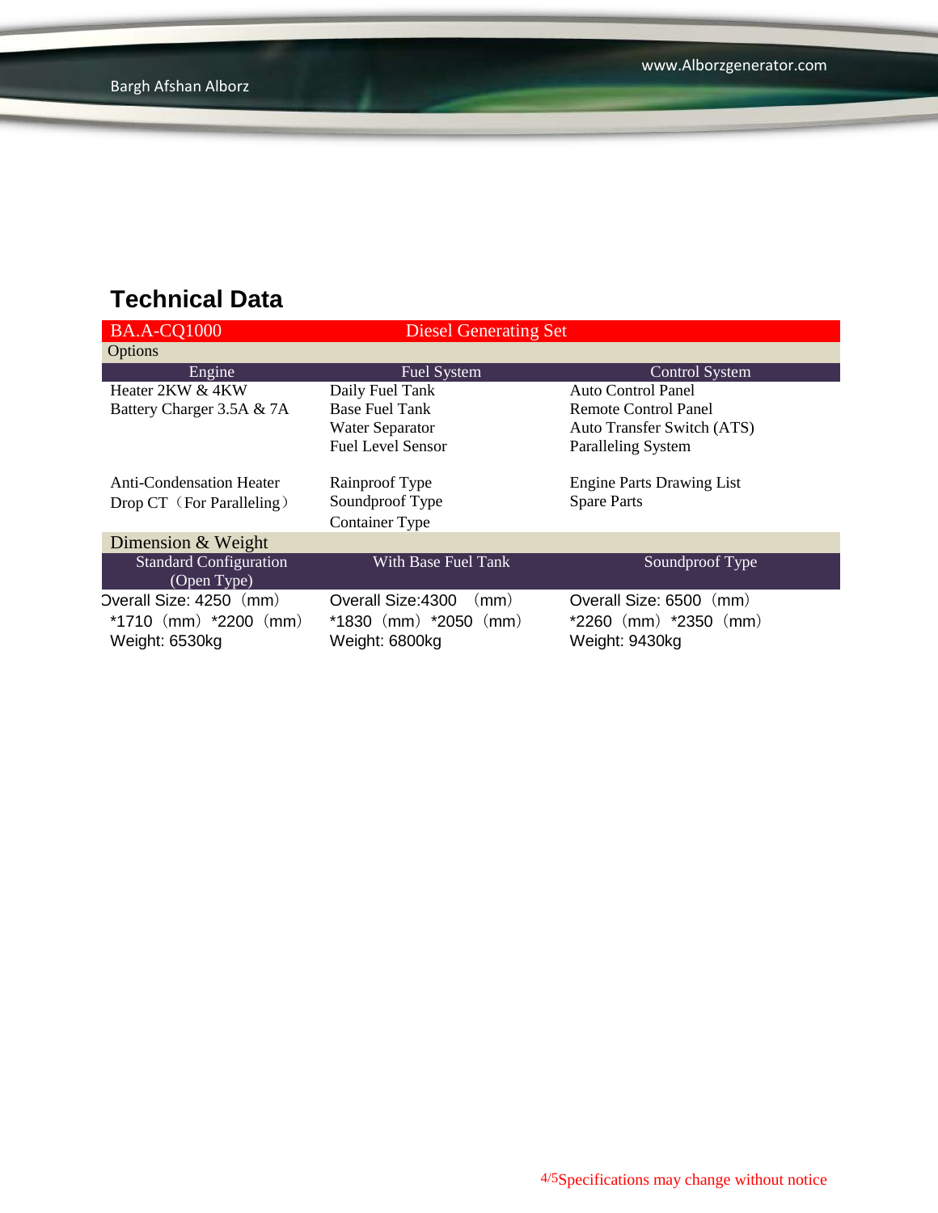## Technical Data

| BA.A-CQ1000 | Diesel Generating Set | |
|---|---|---|
| **Options** | | |
| Engine | Fuel System | Control System |
| Heater 2KW & 4KW | Daily Fuel Tank | Auto Control Panel |
| Battery Charger 3.5A & 7A | Base Fuel Tank | Remote Control Panel |
| | Water Separator | Auto Transfer Switch (ATS) |
| | Fuel Level Sensor | Paralleling System |
| Anti-Condensation Heater | Rainproof Type | Engine Parts Drawing List |
| Drop CT（For Paralleling） | Soundproof Type | Spare Parts |
| | Container Type | |
| **Dimension & Weight** | | |
| Standard Configuration (Open Type) | With Base Fuel Tank | Soundproof Type |
| Overall Size: 4250（mm）*1710（mm）*2200（mm） | Overall Size:4300 （mm）*1830（mm）*2050（mm） | Overall Size: 6500（mm）*2260（mm）*2350（mm） |
| Weight: 6530kg | Weight: 6800kg | Weight: 9430kg |

Specifications may change without notice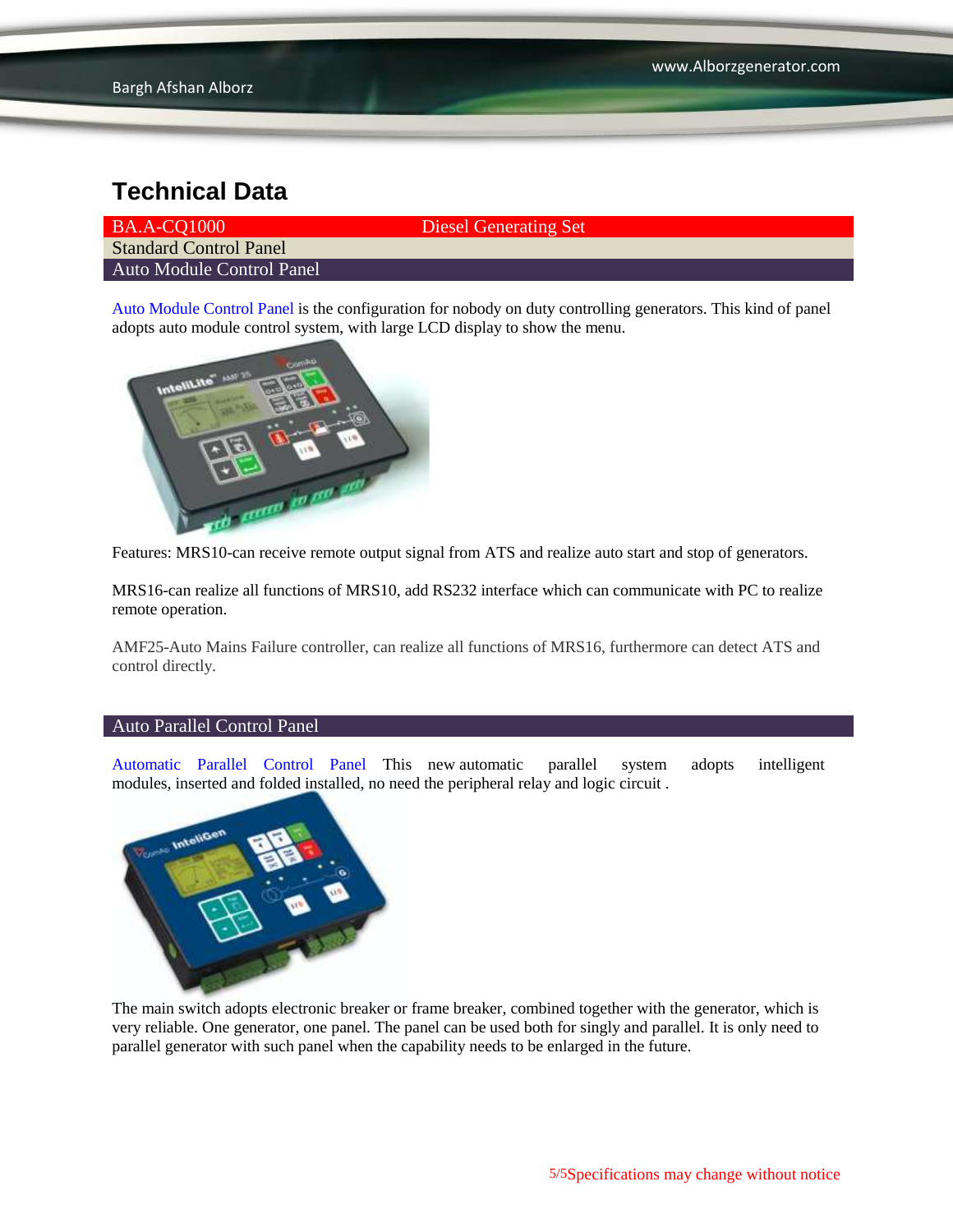# Technical Data

| | |
|---|---|
| BA.A-CQ1000 | Diesel Generating Set |
| Standard Control Panel | |
| Auto Module Control Panel | |

Auto Module Control Panel is the configuration for nobody on duty controlling generators. This kind of panel adopts auto module control system, with large LCD display to show the menu.

Features: MRS10-can receive remote output signal from ATS and realize auto start and stop of generators.

MRS16-can realize all functions of MRS10, add RS232 interface which can communicate with PC to realize remote operation.

AMF25-Auto Mains Failure controller, can realize all functions of MRS16, furthermore can detect ATS and control directly.

## Auto Parallel Control Panel

Automatic Parallel Control Panel This new automatic parallel system adopts intelligent modules, inserted and folded installed, no need the peripheral relay and logic circuit .

The main switch adopts electronic breaker or frame breaker, combined together with the generator, which is very reliable. One generator, one panel. The panel can be used both for singly and parallel. It is only need to parallel generator with such panel when the capability needs to be enlarged in the future.

Specifications may change without notice